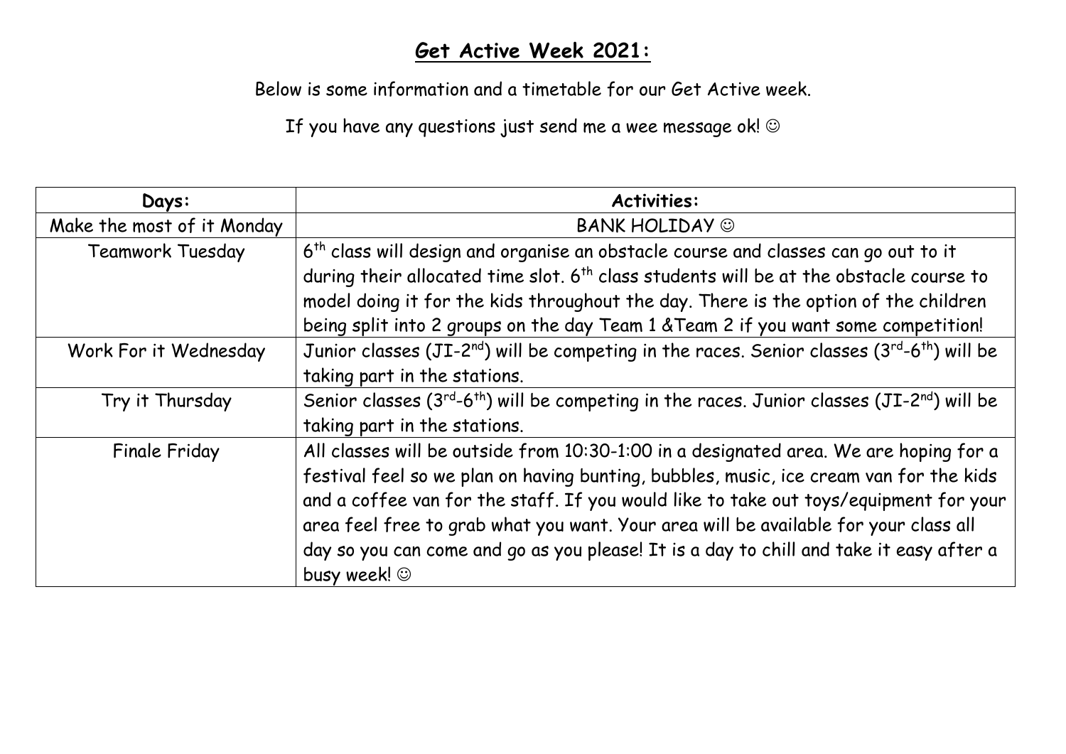# **Get Active Week 2021:**

Below is some information and a timetable for our Get Active week.

If you have any questions just send me a wee message ok! ☺

| **Days:** | **Activities:** |
|---|---|
| Make the most of it Monday | BANK HOLIDAY ☺ |
| Teamwork Tuesday | 6th class will design and organise an obstacle course and classes can go out to it during their allocated time slot. 6th class students will be at the obstacle course to model doing it for the kids throughout the day. There is the option of the children being split into 2 groups on the day Team 1 &Team 2 if you want some competition! |
| Work For it Wednesday | Junior classes (JI-2nd) will be competing in the races. Senior classes (3rd-6th) will be taking part in the stations. |
| Try it Thursday | Senior classes (3rd-6th) will be competing in the races. Junior classes (JI-2nd) will be taking part in the stations. |
| Finale Friday | All classes will be outside from 10:30-1:00 in a designated area. We are hoping for a festival feel so we plan on having bunting, bubbles, music, ice cream van for the kids and a coffee van for the staff. If you would like to take out toys/equipment for your area feel free to grab what you want. Your area will be available for your class all day so you can come and go as you please! It is a day to chill and take it easy after a busy week! ☺ |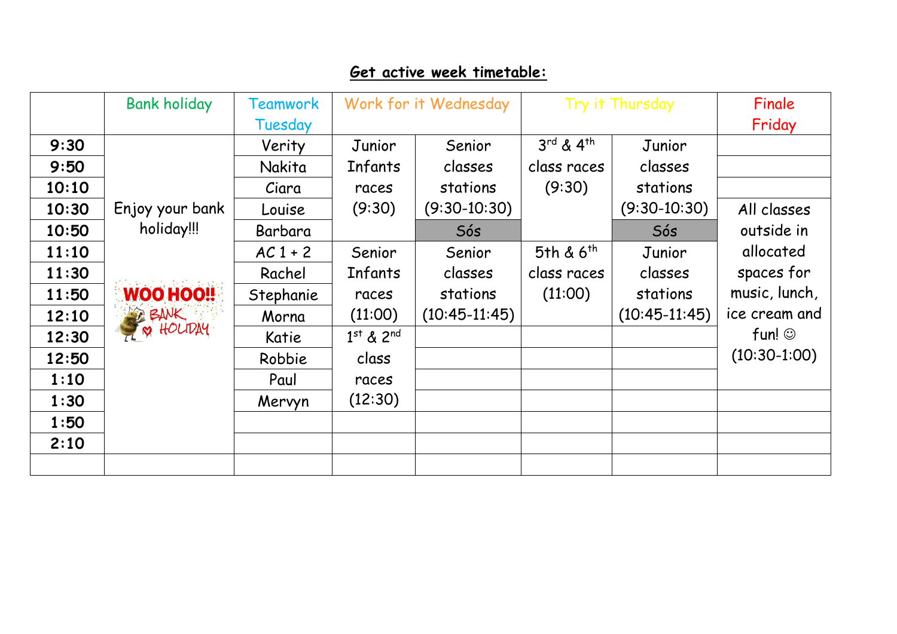## Get active week timetable:

| | Bank holiday | Teamwork Tuesday | Work for it Wednesday | | Try it Thursday | | Finale Friday |
|---|---|---|---|---|---|---|---|
| 9:30 | Enjoy your bank holiday!!! WOO HOO!! BANK HOLIDAY | Verity | Junior Infants races (9:30) | Senior classes stations (9:30-10:30) | $3^{rd}$ & $4^{th}$ class races (9:30) | Junior classes stations (9:30-10:30) | |
| 9:50 | | Nakita | | | | | |
| 10:10 | | Ciara | | | | | |
| 10:30 | | Louise | | | | | All classes outside in allocated spaces for music, lunch, ice cream and fun! ☺ (10:30-1:00) |
| 10:50 | | Barbara | | Sós | | Sós | |
| 11:10 | | AC 1 + 2 | Senior Infants races (11:00) | Senior classes stations (10:45-11:45) | 5th & $6^{th}$ class races (11:00) | Junior classes stations (10:45-11:45) | |
| 11:30 | | Rachel | | | | | |
| 11:50 | | Stephanie | | | | | |
| 12:10 | | Morna | | | | | |
| 12:30 | | Katie | $1^{st}$ & $2^{nd}$ class races (12:30) | | | | |
| 12:50 | | Robbie | | | | | |
| 1:10 | | Paul | | | | | |
| 1:30 | | Mervyn | | | | | |
| 1:50 | | | | | | | |
| 2:10 | | | | | | | |
| | | | | | | | |